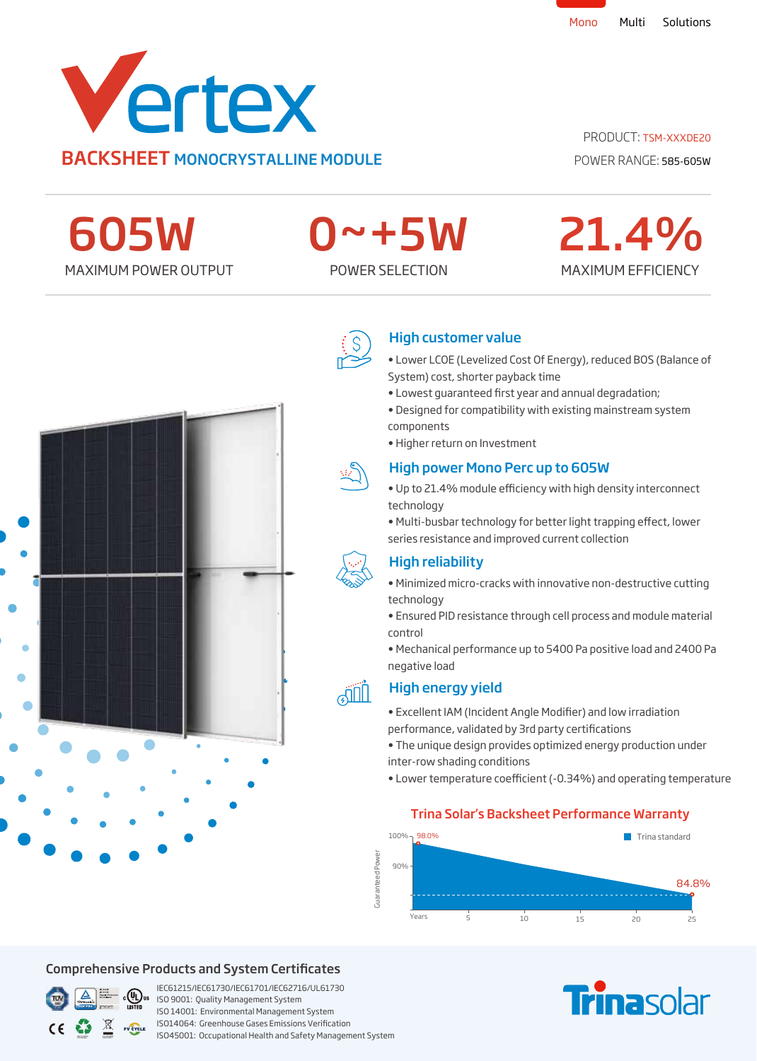Mono Multi Solutions

# Vertex

## BACKSHEET MONOCRYSTALLINE MODULE

PRODUCT: TSM-XXXDE20

POWER RANGE: 585-605W

| 605W | 0~+5W | 21.4% |
|---|---|---|
| MAXIMUM POWER OUTPUT | POWER SELECTION | MAXIMUM EFFICIENCY |

### High customer value

- Lower LCOE (Levelized Cost Of Energy), reduced BOS (Balance of System) cost, shorter payback time
- Lowest guaranteed first year and annual degradation;
- Designed for compatibility with existing mainstream system components
- Higher return on Investment

### High power Mono Perc up to 605W

- Up to 21.4% module efficiency with high density interconnect technology
- Multi-busbar technology for better light trapping effect, lower series resistance and improved current collection

### High reliability

- Minimized micro-cracks with innovative non-destructive cutting technology
- Ensured PID resistance through cell process and module material control
- Mechanical performance up to 5400 Pa positive load and 2400 Pa negative load

### High energy yield

- Excellent IAM (Incident Angle Modifier) and low irradiation performance, validated by 3rd party certifications
- The unique design provides optimized energy production under inter-row shading conditions
- Lower temperature coefficient (-0.34%) and operating temperature

### Trina Solar's Backsheet Performance Warranty

Trina standard

Guaranteed Power: 100%, 90%; 98.0% (start), 84.8% (year 25)

Years: 5, 10, 15, 20, 25

## Comprehensive Products and System Certificates

IEC61215/IEC61730/IEC61701/IEC62716/UL61730
ISO 9001: Quality Management System
ISO 14001: Environmental Management System
ISO14064: Greenhouse Gases Emissions Verification
ISO45001: Occupational Health and Safety Management System

Trinasolar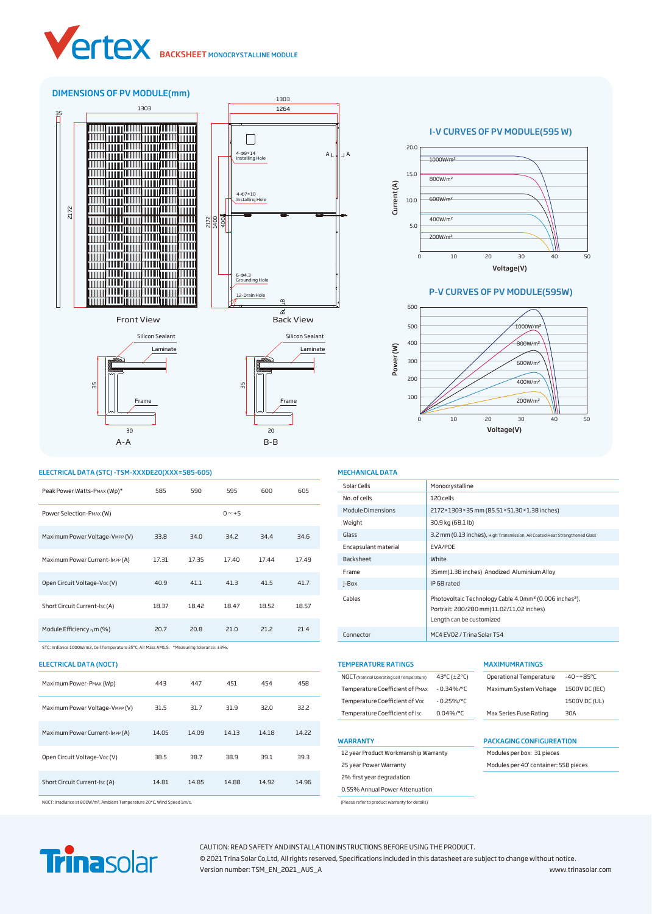Vertex BACKSHEET MONOCRYSTALLINE MODULE

## DIMENSIONS OF PV MODULE(mm)

1303
35
2172
Front View

1303
1264
4-Φ9×14 Installing Hole
A A
4-Φ7×10 Installing Hole
2172
1400
6-Φ4.3 Grounding Hole
12-Drain Hole
B B
Back View

Silicon Sealant
Laminate
35
Frame
30
A-A

Silicon Sealant
Laminate
35
Frame
20
B-B

## I-V CURVES OF PV MODULE(595 W)

Current(A)
20.0
15.0
10.0
5.0
1000W/m²
800W/m²
600W/m²
400W/m²
200W/m²
0 10 20 30 40 50
Voltage(V)

## P-V CURVES OF PV MODULE(595W)

Power(W)
600
500
400
300
200
100
1000W/m²
800W/m²
600W/m²
400W/m²
200W/m²
0 10 20 30 40 50
Voltage(V)

## ELECTRICAL DATA (STC) -TSM-XXXDE20(XXX=585-605)

| Peak Power Watts-PMAX (Wp)* | 585 | 590 | 595 | 600 | 605 |
|---|---|---|---|---|---|
| Power Selection-PMAX (W) | | | 0 ~ +5 | | |
| Maximum Power Voltage-VMPP (V) | 33.8 | 34.0 | 34.2 | 34.4 | 34.6 |
| Maximum Power Current-IMPP (A) | 17.31 | 17.35 | 17.40 | 17.44 | 17.49 |
| Open Circuit Voltage-VOC (V) | 40.9 | 41.1 | 41.3 | 41.5 | 41.7 |
| Short Circuit Current-ISC (A) | 18.37 | 18.42 | 18.47 | 18.52 | 18.57 |
| Module Efficiency η m (%) | 20.7 | 20.8 | 21.0 | 21.2 | 21.4 |

STC: Irrdiance 1000W/m2, Cell Temperature 25°C, Air Mass AM1.5. *Measuring tolerance: ±3%.

## ELECTRICAL DATA (NOCT)

| Maximum Power-PMAX (Wp) | 443 | 447 | 451 | 454 | 458 |
|---|---|---|---|---|---|
| Maximum Power Voltage-VMPP (V) | 31.5 | 31.7 | 31.9 | 32.0 | 32.2 |
| Maximum Power Current-IMPP (A) | 14.05 | 14.09 | 14.13 | 14.18 | 14.22 |
| Open Circuit Voltage-VOC (V) | 38.5 | 38.7 | 38.9 | 39.1 | 39.3 |
| Short Circuit Current-ISC (A) | 14.81 | 14.85 | 14.88 | 14.92 | 14.96 |

NOCT: Irradiance at 800W/m², Ambient Temperature 20°C, Wind Speed 1m/s.

## MECHANICAL DATA

| | |
|---|---|
| Solar Cells | Monocrystalline |
| No. of cells | 120 cells |
| Module Dimensions | 2172×1303×35 mm (85.51×51.30×1.38 inches) |
| Weight | 30.9 kg (68.1 lb) |
| Glass | 3.2 mm (0.13 inches), High Transmission, AR Coated Heat Strengthened Glass |
| Encapsulant material | EVA/POE |
| Backsheet | White |
| Frame | 35mm(1.38 inches) Anodized Aluminium Alloy |
| J-Box | IP 68 rated |
| Cables | Photovoltaic Technology Cable 4.0mm² (0.006 inches²), Portrait: 280/280 mm(11.02/11.02 inches) Length can be customized |
| Connector | MC4 EVO2 / Trina Solar TS4 |

## TEMPERATURE RATINGS

| | |
|---|---|
| NOCT (Nominal Operating Cell Temperature) | 43°C (±2°C) |
| Temperature Coefficient of PMAX | - 0.34%/°C |
| Temperature Coefficient of VOC | - 0.25%/°C |
| Temperature Coefficient of ISC | 0.04%/°C |

## MAXIMUMRATINGS

| | |
|---|---|
| Operational Temperature | -40~+85°C |
| Maximum System Voltage | 1500V DC (IEC) |
| | 1500V DC (UL) |
| Max Series Fuse Rating | 30A |

## WARRANTY

12 year Product Workmanship Warranty
25 year Power Warranty
2% first year degradation
0.55% Annual Power Attenuation

(Please refer to product warranty for details)

## PACKAGING CONFIGUREATION

Modules per box: 31 pieces
Modules per 40' container: 558 pieces

Trinasolar

CAUTION: READ SAFETY AND INSTALLATION INSTRUCTIONS BEFORE USING THE PRODUCT.
© 2021 Trina Solar Co,Ltd, All rights reserved, Specifications included in this datasheet are subject to change without notice.
Version number: TSM_EN_2021_AUS_A
www.trinasolar.com